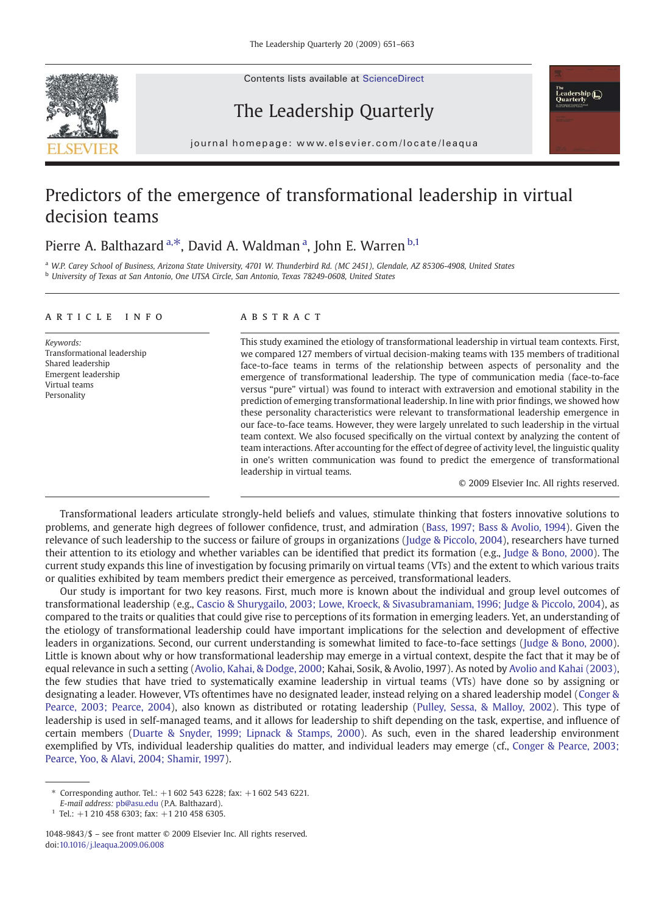Contents lists available at ScienceDirect

The Leadership Quarterly

journal homepage: www.elsevier.com/locate/leaqua

# Predictors of the emergence of transformational leadership in virtual decision teams

Pierre A. Balthazard [a,*], David A. Waldman [a], John E. Warren [b,1]

[a] W.P. Carey School of Business, Arizona State University, 4701 W. Thunderbird Rd. (MC 2451), Glendale, AZ 85306-4908, United States
[b] University of Texas at San Antonio, One UTSA Circle, San Antonio, Texas 78249-0608, United States

## ARTICLE INFO

*Keywords:*
Transformational leadership
Shared leadership
Emergent leadership
Virtual teams
Personality

## ABSTRACT

This study examined the etiology of transformational leadership in virtual team contexts. First, we compared 127 members of virtual decision-making teams with 135 members of traditional face-to-face teams in terms of the relationship between aspects of personality and the emergence of transformational leadership. The type of communication media (face-to-face versus "pure" virtual) was found to interact with extraversion and emotional stability in the prediction of emerging transformational leadership. In line with prior findings, we showed how these personality characteristics were relevant to transformational leadership emergence in our face-to-face teams. However, they were largely unrelated to such leadership in the virtual team context. We also focused specifically on the virtual context by analyzing the content of team interactions. After accounting for the effect of degree of activity level, the linguistic quality in one's written communication was found to predict the emergence of transformational leadership in virtual teams.

© 2009 Elsevier Inc. All rights reserved.

Transformational leaders articulate strongly-held beliefs and values, stimulate thinking that fosters innovative solutions to problems, and generate high degrees of follower confidence, trust, and admiration (Bass, 1997; Bass & Avolio, 1994). Given the relevance of such leadership to the success or failure of groups in organizations (Judge & Piccolo, 2004), researchers have turned their attention to its etiology and whether variables can be identified that predict its formation (e.g., Judge & Bono, 2000). The current study expands this line of investigation by focusing primarily on virtual teams (VTs) and the extent to which various traits or qualities exhibited by team members predict their emergence as perceived, transformational leaders.

Our study is important for two key reasons. First, much more is known about the individual and group level outcomes of transformational leadership (e.g., Cascio & Shurygailo, 2003; Lowe, Kroeck, & Sivasubramaniam, 1996; Judge & Piccolo, 2004), as compared to the traits or qualities that could give rise to perceptions of its formation in emerging leaders. Yet, an understanding of the etiology of transformational leadership could have important implications for the selection and development of effective leaders in organizations. Second, our current understanding is somewhat limited to face-to-face settings (Judge & Bono, 2000). Little is known about why or how transformational leadership may emerge in a virtual context, despite the fact that it may be of equal relevance in such a setting (Avolio, Kahai, & Dodge, 2000; Kahai, Sosik, & Avolio, 1997). As noted by Avolio and Kahai (2003), the few studies that have tried to systematically examine leadership in virtual teams (VTs) have done so by assigning or designating a leader. However, VTs oftentimes have no designated leader, instead relying on a shared leadership model (Conger & Pearce, 2003; Pearce, 2004), also known as distributed or rotating leadership (Pulley, Sessa, & Malloy, 2002). This type of leadership is used in self-managed teams, and it allows for leadership to shift depending on the task, expertise, and influence of certain members (Duarte & Snyder, 1999; Lipnack & Stamps, 2000). As such, even in the shared leadership environment exemplified by VTs, individual leadership qualities do matter, and individual leaders may emerge (cf., Conger & Pearce, 2003; Pearce, Yoo, & Alavi, 2004; Shamir, 1997).

\* Corresponding author. Tel.: +1 602 543 6228; fax: +1 602 543 6221.
*E-mail address:* pb@asu.edu (P.A. Balthazard).
[1] Tel.: +1 210 458 6303; fax: +1 210 458 6305.

1048-9843/$ – see front matter © 2009 Elsevier Inc. All rights reserved.
doi:10.1016/j.leaqua.2009.06.008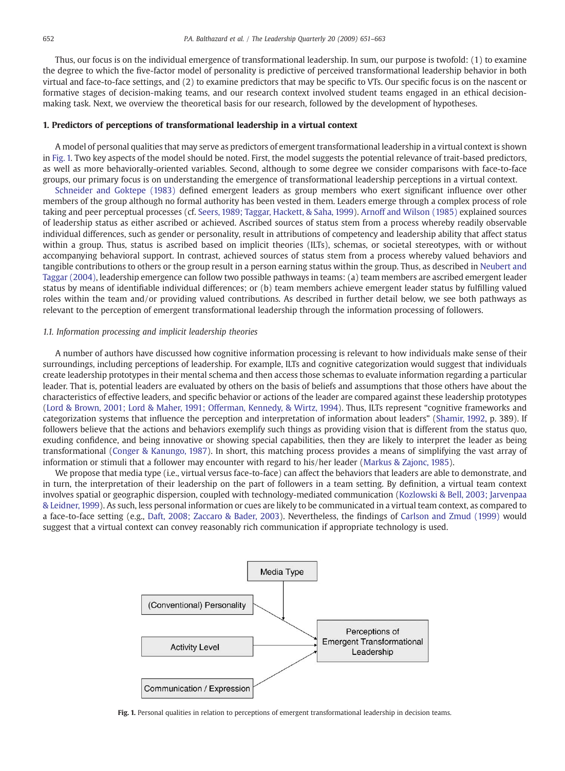Thus, our focus is on the individual emergence of transformational leadership. In sum, our purpose is twofold: (1) to examine the degree to which the five-factor model of personality is predictive of perceived transformational leadership behavior in both virtual and face-to-face settings, and (2) to examine predictors that may be specific to VTs. Our specific focus is on the nascent or formative stages of decision-making teams, and our research context involved student teams engaged in an ethical decision-making task. Next, we overview the theoretical basis for our research, followed by the development of hypotheses.

## 1. Predictors of perceptions of transformational leadership in a virtual context

A model of personal qualities that may serve as predictors of emergent transformational leadership in a virtual context is shown in Fig. 1. Two key aspects of the model should be noted. First, the model suggests the potential relevance of trait-based predictors, as well as more behaviorally-oriented variables. Second, although to some degree we consider comparisons with face-to-face groups, our primary focus is on understanding the emergence of transformational leadership perceptions in a virtual context.

Schneider and Goktepe (1983) defined emergent leaders as group members who exert significant influence over other members of the group although no formal authority has been vested in them. Leaders emerge through a complex process of role taking and peer perceptual processes (cf. Seers, 1989; Taggar, Hackett, & Saha, 1999). Arnoff and Wilson (1985) explained sources of leadership status as either ascribed or achieved. Ascribed sources of status stem from a process whereby readily observable individual differences, such as gender or personality, result in attributions of competency and leadership ability that affect status within a group. Thus, status is ascribed based on implicit theories (ILTs), schemas, or societal stereotypes, with or without accompanying behavioral support. In contrast, achieved sources of status stem from a process whereby valued behaviors and tangible contributions to others or the group result in a person earning status within the group. Thus, as described in Neubert and Taggar (2004), leadership emergence can follow two possible pathways in teams: (a) team members are ascribed emergent leader status by means of identifiable individual differences; or (b) team members achieve emergent leader status by fulfilling valued roles within the team and/or providing valued contributions. As described in further detail below, we see both pathways as relevant to the perception of emergent transformational leadership through the information processing of followers.

### 1.1. Information processing and implicit leadership theories

A number of authors have discussed how cognitive information processing is relevant to how individuals make sense of their surroundings, including perceptions of leadership. For example, ILTs and cognitive categorization would suggest that individuals create leadership prototypes in their mental schema and then access those schemas to evaluate information regarding a particular leader. That is, potential leaders are evaluated by others on the basis of beliefs and assumptions that those others have about the characteristics of effective leaders, and specific behavior or actions of the leader are compared against these leadership prototypes (Lord & Brown, 2001; Lord & Maher, 1991; Offerman, Kennedy, & Wirtz, 1994). Thus, ILTs represent "cognitive frameworks and categorization systems that influence the perception and interpretation of information about leaders" (Shamir, 1992, p. 389). If followers believe that the actions and behaviors exemplify such things as providing vision that is different from the status quo, exuding confidence, and being innovative or showing special capabilities, then they are likely to interpret the leader as being transformational (Conger & Kanungo, 1987). In short, this matching process provides a means of simplifying the vast array of information or stimuli that a follower may encounter with regard to his/her leader (Markus & Zajonc, 1985).

We propose that media type (i.e., virtual versus face-to-face) can affect the behaviors that leaders are able to demonstrate, and in turn, the interpretation of their leadership on the part of followers in a team setting. By definition, a virtual team context involves spatial or geographic dispersion, coupled with technology-mediated communication (Kozlowski & Bell, 2003; Jarvenpaa & Leidner, 1999). As such, less personal information or cues are likely to be communicated in a virtual team context, as compared to a face-to-face setting (e.g., Daft, 2008; Zaccaro & Bader, 2003). Nevertheless, the findings of Carlson and Zmud (1999) would suggest that a virtual context can convey reasonably rich communication if appropriate technology is used.

Media Type

(Conventional) Personality

Activity Level

Communication / Expression

Perceptions of Emergent Transformational Leadership

**Fig. 1.** Personal qualities in relation to perceptions of emergent transformational leadership in decision teams.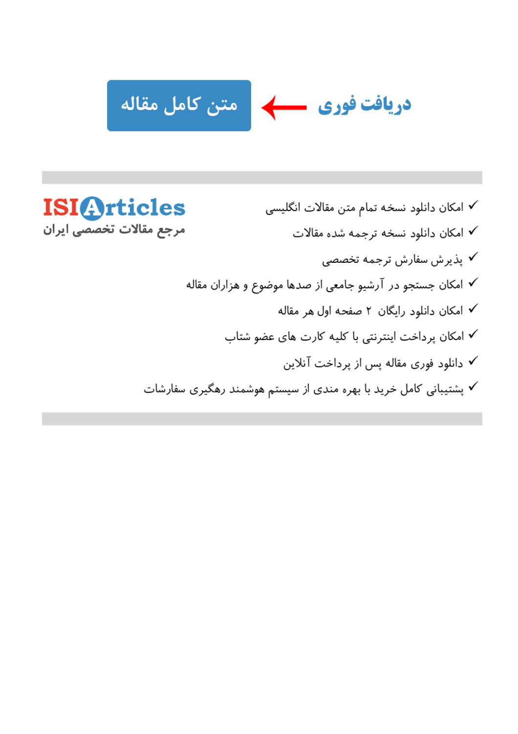دریافت فوری ← **متن کامل مقاله**

**ISIArticles**
مرجع مقالات تخصصی ایران

- ✓ امکان دانلود نسخه تمام متن مقالات انگلیسی
- ✓ امکان دانلود نسخه ترجمه شده مقالات
- ✓ پذیرش سفارش ترجمه تخصصی
- ✓ امکان جستجو در آرشیو جامعی از صدها موضوع و هزاران مقاله
- ✓ امکان دانلود رایگان ۲ صفحه اول هر مقاله
- ✓ امکان پرداخت اینترنتی با کلیه کارت های عضو شتاب
- ✓ دانلود فوری مقاله پس از پرداخت آنلاین
- ✓ پشتیبانی کامل خرید با بهره مندی از سیستم هوشمند رهگیری سفارشات